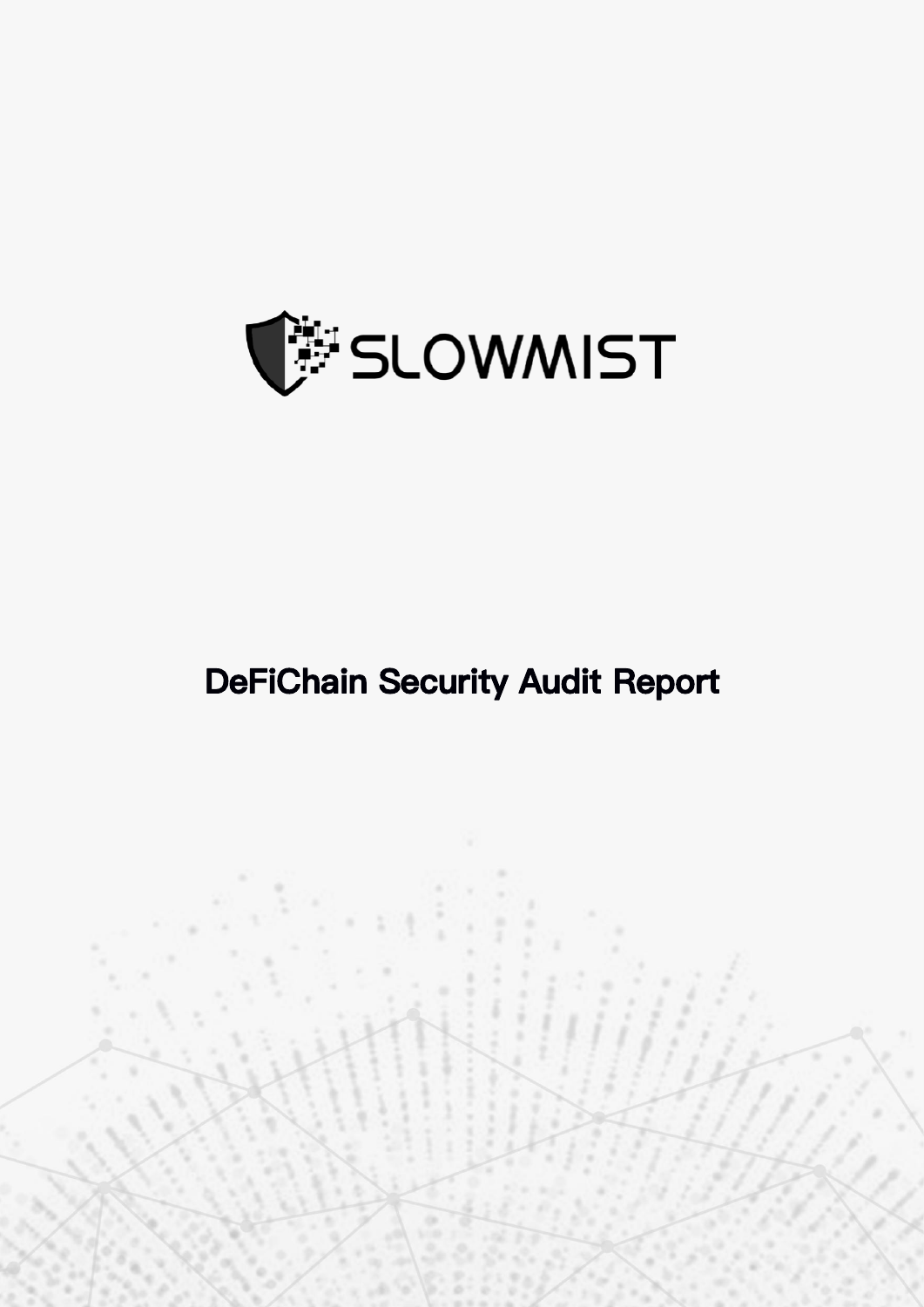SLOWMIST

# DeFiChain Security Audit Report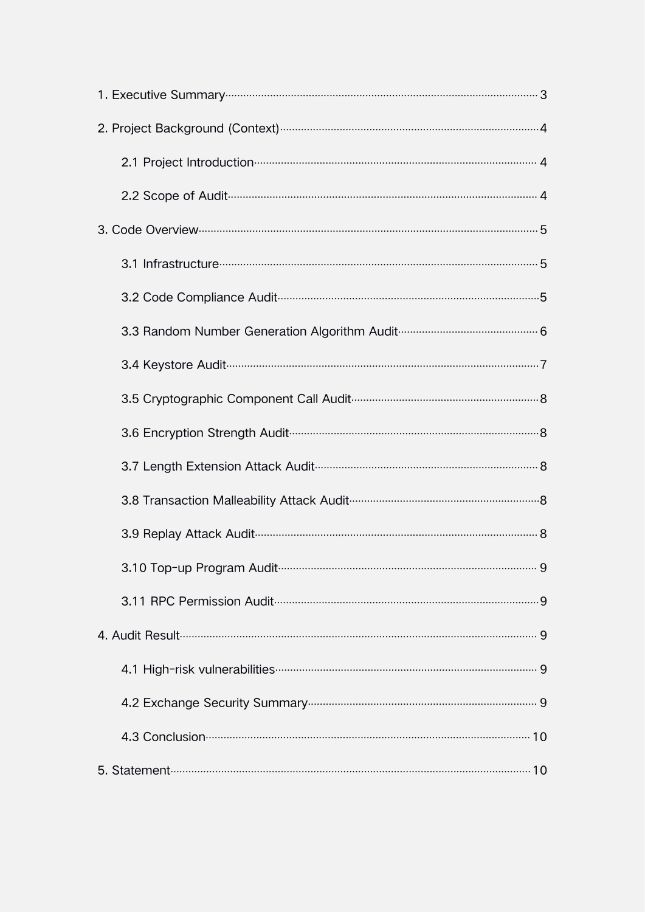1. Executive Summary ........................................................ 3

2. Project Background (Context) ........................................................ 4

   2.1 Project Introduction ........................................................ 4

   2.2 Scope of Audit ........................................................ 4

3. Code Overview ........................................................ 5

   3.1 Infrastructure ........................................................ 5

   3.2 Code Compliance Audit ........................................................ 5

   3.3 Random Number Generation Algorithm Audit ........................................................ 6

   3.4 Keystore Audit ........................................................ 7

   3.5 Cryptographic Component Call Audit ........................................................ 8

   3.6 Encryption Strength Audit ........................................................ 8

   3.7 Length Extension Attack Audit ........................................................ 8

   3.8 Transaction Malleability Attack Audit ........................................................ 8

   3.9 Replay Attack Audit ........................................................ 8

   3.10 Top-up Program Audit ........................................................ 9

   3.11 RPC Permission Audit ........................................................ 9

4. Audit Result ........................................................ 9

   4.1 High-risk vulnerabilities ........................................................ 9

   4.2 Exchange Security Summary ........................................................ 9

   4.3 Conclusion ........................................................ 10

5. Statement ........................................................ 10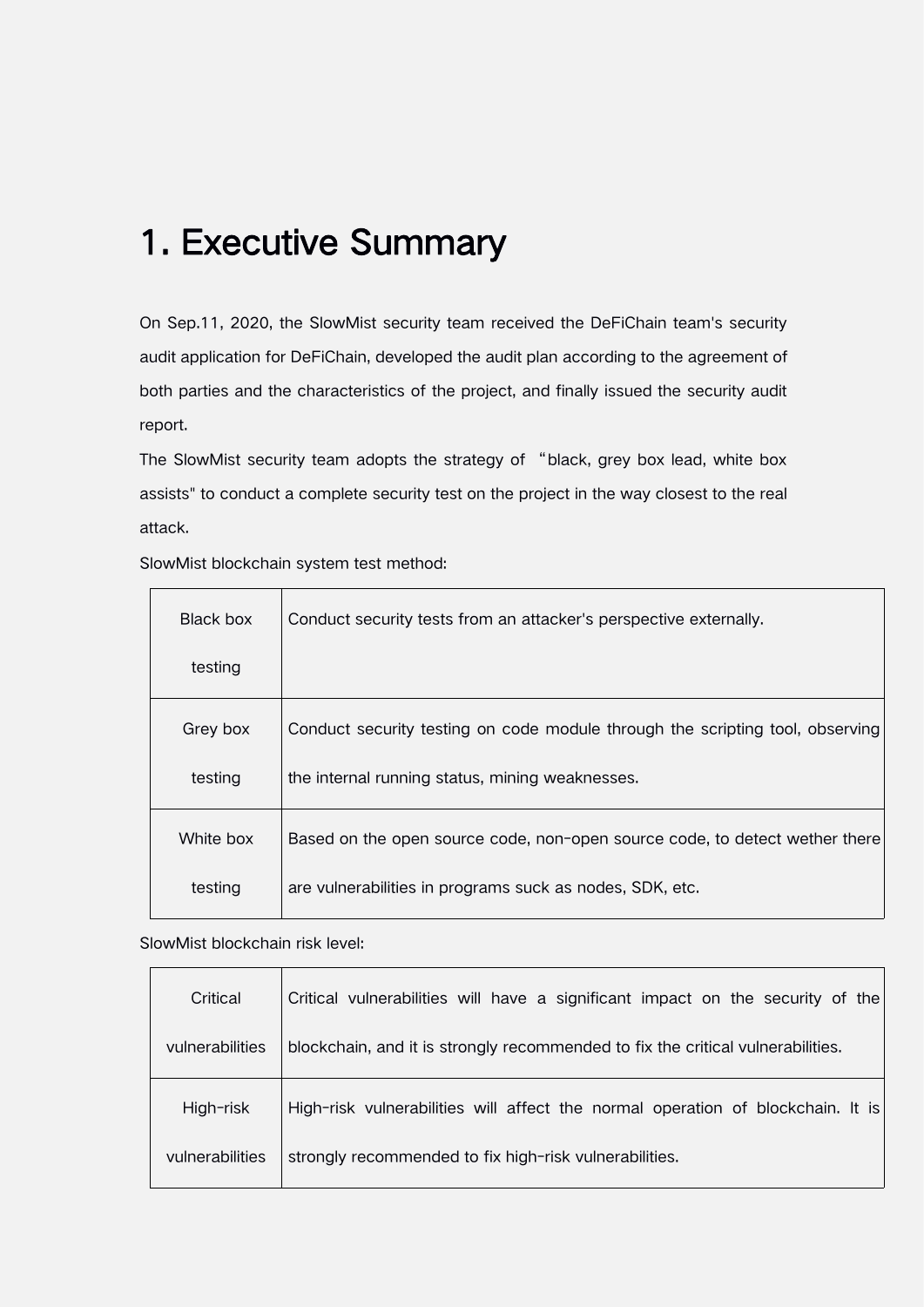# 1. Executive Summary

On Sep.11, 2020, the SlowMist security team received the DeFiChain team's security audit application for DeFiChain, developed the audit plan according to the agreement of both parties and the characteristics of the project, and finally issued the security audit report.

The SlowMist security team adopts the strategy of "black, grey box lead, white box assists" to conduct a complete security test on the project in the way closest to the real attack.

SlowMist blockchain system test method:

| | |
|---|---|
| Black box testing | Conduct security tests from an attacker's perspective externally. |
| Grey box testing | Conduct security testing on code module through the scripting tool, observing the internal running status, mining weaknesses. |
| White box testing | Based on the open source code, non-open source code, to detect wether there are vulnerabilities in programs suck as nodes, SDK, etc. |

SlowMist blockchain risk level:

| | |
|---|---|
| Critical vulnerabilities | Critical vulnerabilities will have a significant impact on the security of the blockchain, and it is strongly recommended to fix the critical vulnerabilities. |
| High-risk vulnerabilities | High-risk vulnerabilities will affect the normal operation of blockchain. It is strongly recommended to fix high-risk vulnerabilities. |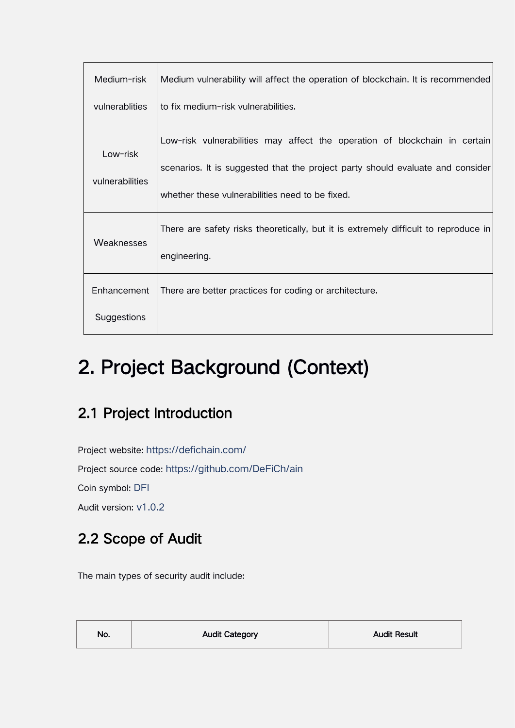| | |
|---|---|
| Medium-risk vulnerablities | Medium vulnerability will affect the operation of blockchain. It is recommended to fix medium-risk vulnerabilities. |
| Low-risk vulnerabilities | Low-risk vulnerabilities may affect the operation of blockchain in certain scenarios. It is suggested that the project party should evaluate and consider whether these vulnerabilities need to be fixed. |
| Weaknesses | There are safety risks theoretically, but it is extremely difficult to reproduce in engineering. |
| Enhancement Suggestions | There are better practices for coding or architecture. |

# 2. Project Background (Context)

## 2.1 Project Introduction

Project website: https://defichain.com/

Project source code: https://github.com/DeFiCh/ain

Coin symbol: DFI

Audit version: v1.0.2

## 2.2 Scope of Audit

The main types of security audit include:

| No. | Audit Category | Audit Result |
|---|---|---|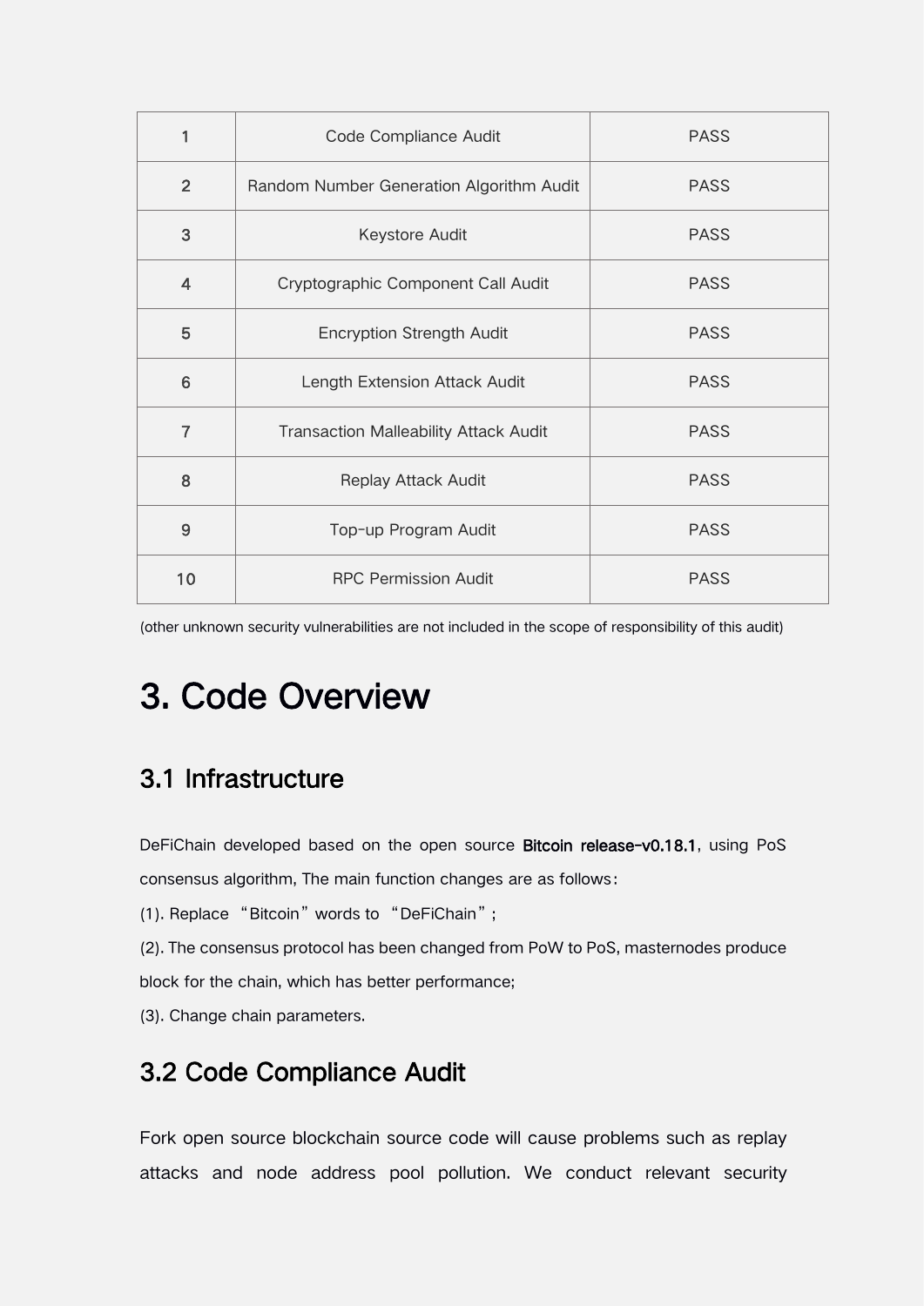| 1 | Code Compliance Audit | PASS |
|---|---|---|
| 2 | Random Number Generation Algorithm Audit | PASS |
| 3 | Keystore Audit | PASS |
| 4 | Cryptographic Component Call Audit | PASS |
| 5 | Encryption Strength Audit | PASS |
| 6 | Length Extension Attack Audit | PASS |
| 7 | Transaction Malleability Attack Audit | PASS |
| 8 | Replay Attack Audit | PASS |
| 9 | Top-up Program Audit | PASS |
| 10 | RPC Permission Audit | PASS |

(other unknown security vulnerabilities are not included in the scope of responsibility of this audit)

# 3. Code Overview

## 3.1 Infrastructure

DeFiChain developed based on the open source **Bitcoin release-v0.18.1**, using PoS consensus algorithm, The main function changes are as follows：

(1). Replace “Bitcoin” words to “DeFiChain”;

(2). The consensus protocol has been changed from PoW to PoS, masternodes produce block for the chain, which has better performance;

(3). Change chain parameters.

## 3.2 Code Compliance Audit

Fork open source blockchain source code will cause problems such as replay attacks and node address pool pollution. We conduct relevant security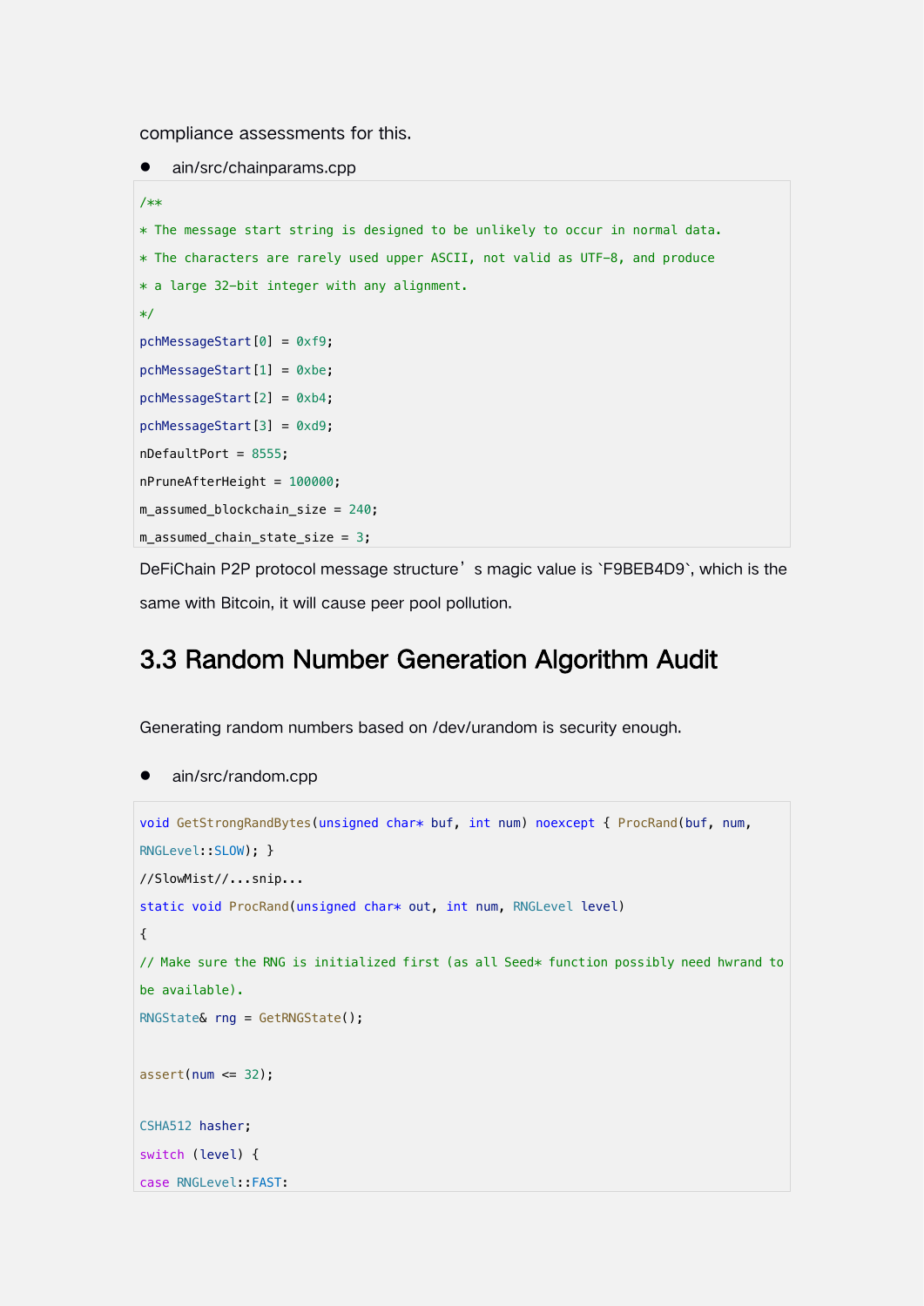compliance assessments for this.

- ain/src/chainparams.cpp

```
/**
* The message start string is designed to be unlikely to occur in normal data.
* The characters are rarely used upper ASCII, not valid as UTF-8, and produce
* a large 32-bit integer with any alignment.
*/
pchMessageStart[0] = 0xf9;
pchMessageStart[1] = 0xbe;
pchMessageStart[2] = 0xb4;
pchMessageStart[3] = 0xd9;
nDefaultPort = 8555;
nPruneAfterHeight = 100000;
m_assumed_blockchain_size = 240;
m_assumed_chain_state_size = 3;
```

DeFiChain P2P protocol message structure's magic value is `F9BEB4D9`, which is the same with Bitcoin, it will cause peer pool pollution.

## 3.3 Random Number Generation Algorithm Audit

Generating random numbers based on /dev/urandom is security enough.

- ain/src/random.cpp

```
void GetStrongRandBytes(unsigned char* buf, int num) noexcept { ProcRand(buf, num,
RNGLevel::SLOW); }
//SlowMist//...snip...
static void ProcRand(unsigned char* out, int num, RNGLevel level)
{
// Make sure the RNG is initialized first (as all Seed* function possibly need hwrand to
be available).
RNGState& rng = GetRNGState();

assert(num <= 32);

CSHA512 hasher;
switch (level) {
case RNGLevel::FAST:
```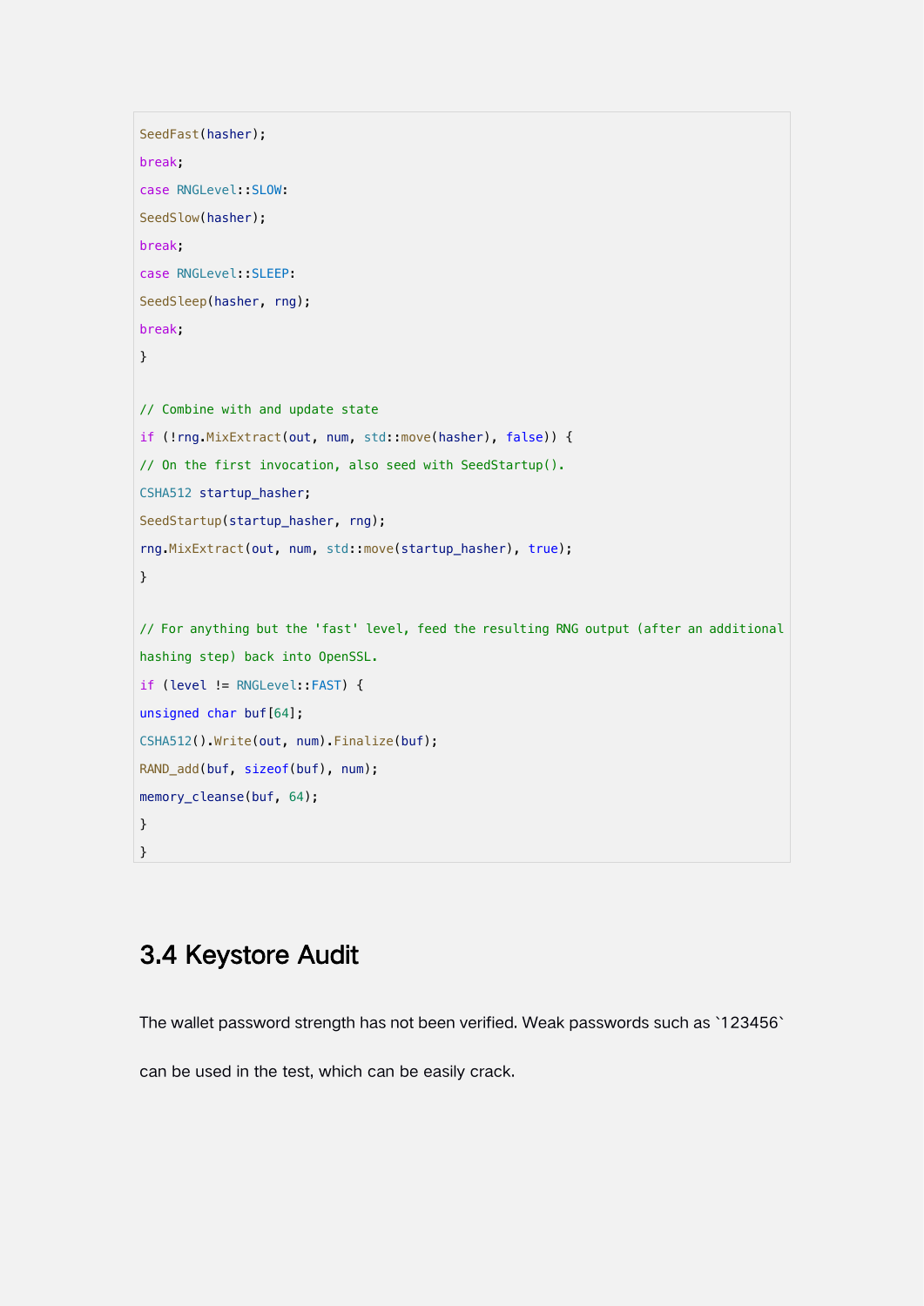```
SeedFast(hasher);
break;
case RNGLevel::SLOW:
SeedSlow(hasher);
break;
case RNGLevel::SLEEP:
SeedSleep(hasher, rng);
break;
}

// Combine with and update state
if (!rng.MixExtract(out, num, std::move(hasher), false)) {
// On the first invocation, also seed with SeedStartup().
CSHA512 startup_hasher;
SeedStartup(startup_hasher, rng);
rng.MixExtract(out, num, std::move(startup_hasher), true);
}

// For anything but the 'fast' level, feed the resulting RNG output (after an additional
hashing step) back into OpenSSL.
if (level != RNGLevel::FAST) {
unsigned char buf[64];
CSHA512().Write(out, num).Finalize(buf);
RAND_add(buf, sizeof(buf), num);
memory_cleanse(buf, 64);
}
}
```

## 3.4 Keystore Audit

The wallet password strength has not been verified. Weak passwords such as `123456` can be used in the test, which can be easily crack.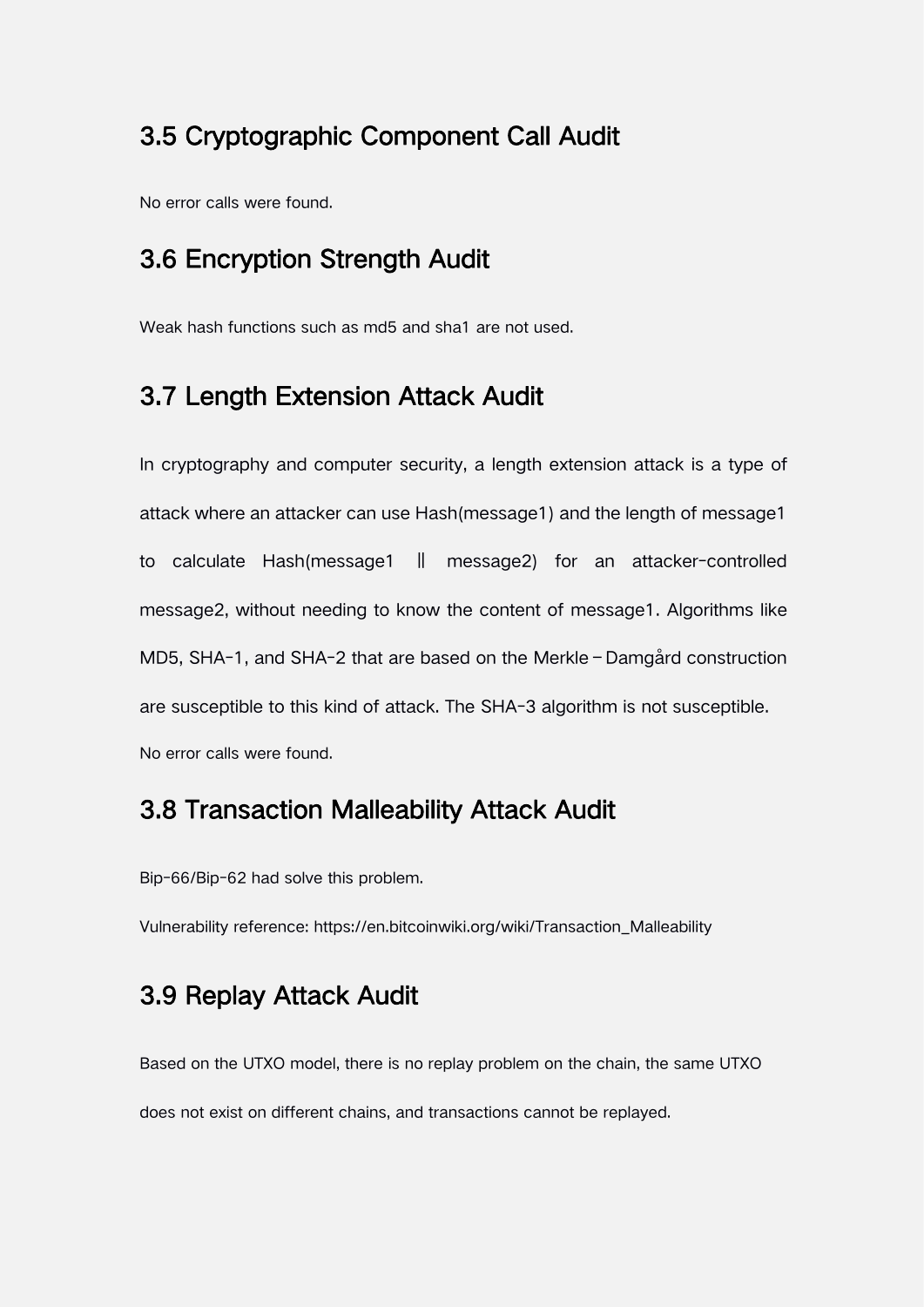## 3.5 Cryptographic Component Call Audit

No error calls were found.

## 3.6 Encryption Strength Audit

Weak hash functions such as md5 and sha1 are not used.

## 3.7 Length Extension Attack Audit

In cryptography and computer security, a length extension attack is a type of attack where an attacker can use Hash(message1) and the length of message1 to calculate Hash(message1 ‖ message2) for an attacker-controlled message2, without needing to know the content of message1. Algorithms like MD5, SHA-1, and SHA-2 that are based on the Merkle–Damgård construction are susceptible to this kind of attack. The SHA-3 algorithm is not susceptible.

No error calls were found.

## 3.8 Transaction Malleability Attack Audit

Bip-66/Bip-62 had solve this problem.

Vulnerability reference: https://en.bitcoinwiki.org/wiki/Transaction_Malleability

## 3.9 Replay Attack Audit

Based on the UTXO model, there is no replay problem on the chain, the same UTXO does not exist on different chains, and transactions cannot be replayed.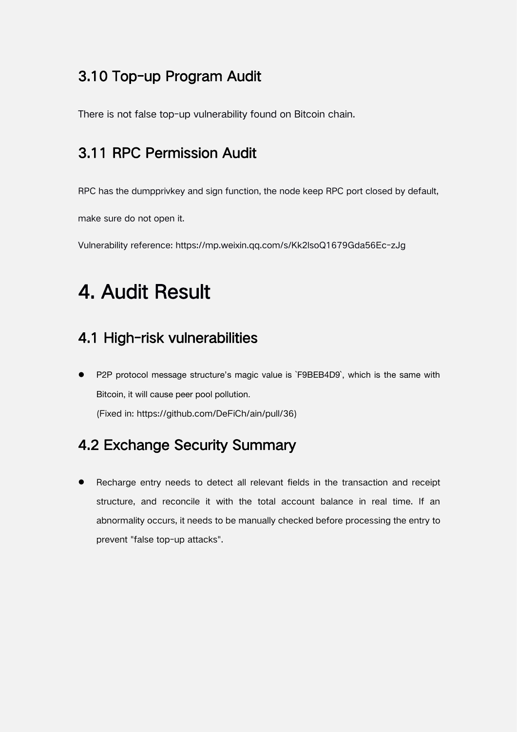### 3.10 Top-up Program Audit

There is not false top-up vulnerability found on Bitcoin chain.

### 3.11 RPC Permission Audit

RPC has the dumpprivkey and sign function, the node keep RPC port closed by default, make sure do not open it.

Vulnerability reference: https://mp.weixin.qq.com/s/Kk2lsoQ1679Gda56Ec-zJg

## 4. Audit Result

### 4.1 High-risk vulnerabilities

- P2P protocol message structure's magic value is `F9BEB4D9`, which is the same with Bitcoin, it will cause peer pool pollution.
  (Fixed in: https://github.com/DeFiCh/ain/pull/36)

### 4.2 Exchange Security Summary

- Recharge entry needs to detect all relevant fields in the transaction and receipt structure, and reconcile it with the total account balance in real time. If an abnormality occurs, it needs to be manually checked before processing the entry to prevent "false top-up attacks".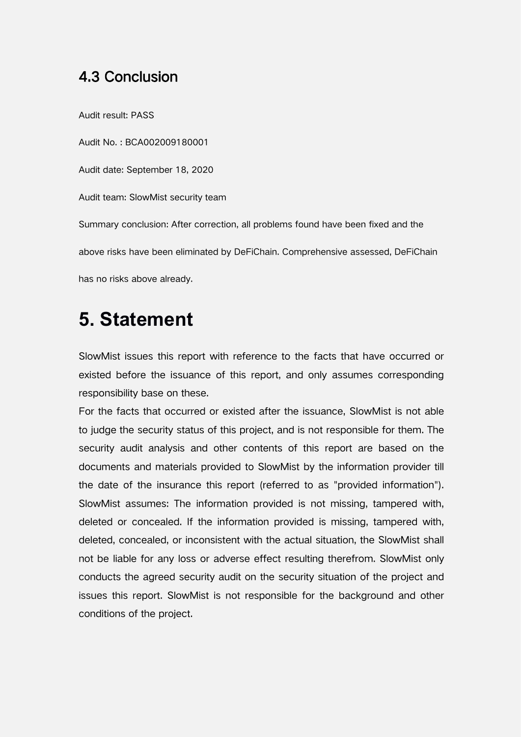### 4.3 Conclusion

Audit result: PASS

Audit No. : BCA002009180001

Audit date: September 18, 2020

Audit team: SlowMist security team

Summary conclusion: After correction, all problems found have been fixed and the above risks have been eliminated by DeFiChain. Comprehensive assessed, DeFiChain has no risks above already.

# 5. Statement

SlowMist issues this report with reference to the facts that have occurred or existed before the issuance of this report, and only assumes corresponding responsibility base on these.

For the facts that occurred or existed after the issuance, SlowMist is not able to judge the security status of this project, and is not responsible for them. The security audit analysis and other contents of this report are based on the documents and materials provided to SlowMist by the information provider till the date of the insurance this report (referred to as "provided information"). SlowMist assumes: The information provided is not missing, tampered with, deleted or concealed. If the information provided is missing, tampered with, deleted, concealed, or inconsistent with the actual situation, the SlowMist shall not be liable for any loss or adverse effect resulting therefrom. SlowMist only conducts the agreed security audit on the security situation of the project and issues this report. SlowMist is not responsible for the background and other conditions of the project.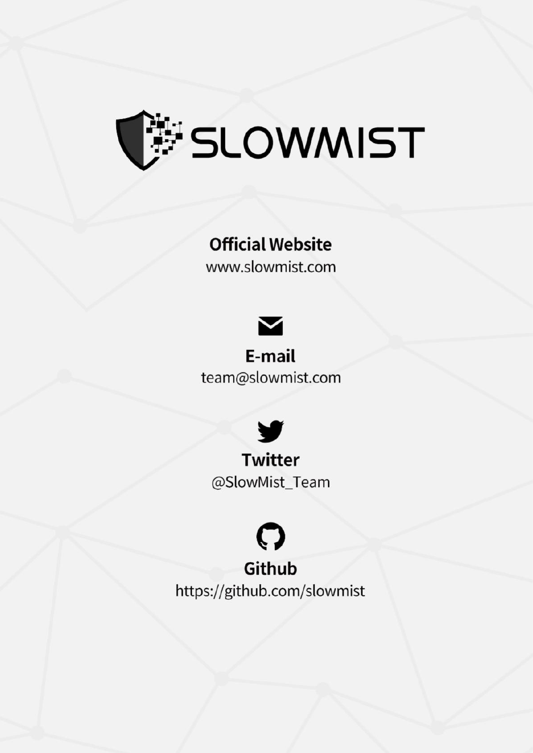SLOWMIST

**Official Website**

www.slowmist.com

**E-mail**

team@slowmist.com

**Twitter**

@SlowMist_Team

**Github**

https://github.com/slowmist